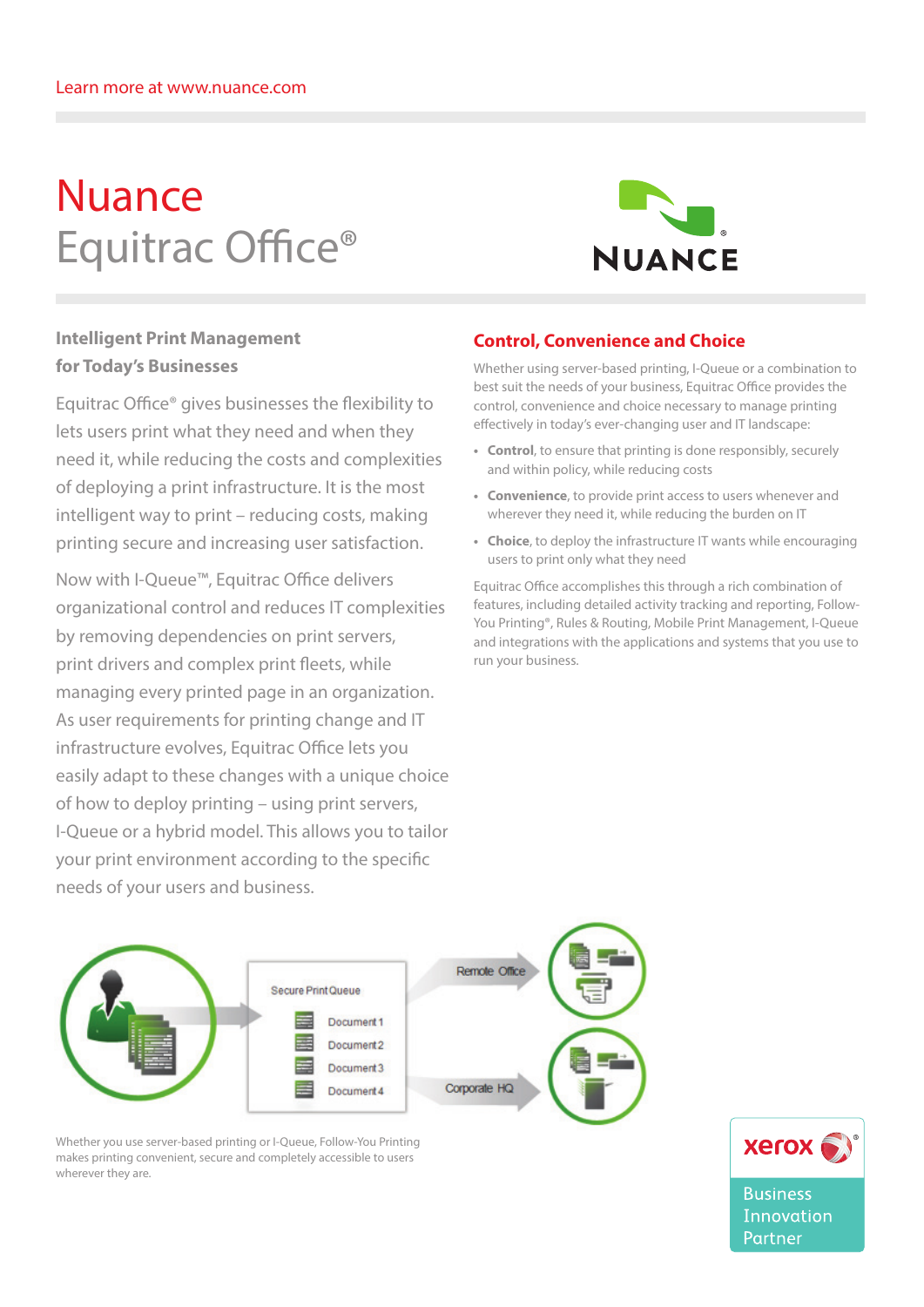Learn more at www.nuance.com

# Nuance Equitrac Office®

### Intelligent Print Management for Today's Businesses

Equitrac Office® gives businesses the flexibility to lets users print what they need and when they need it, while reducing the costs and complexities of deploying a print infrastructure. It is the most intelligent way to print – reducing costs, making printing secure and increasing user satisfaction.

Now with I-Queue™, Equitrac Office delivers organizational control and reduces IT complexities by removing dependencies on print servers, print drivers and complex print fleets, while managing every printed page in an organization. As user requirements for printing change and IT infrastructure evolves, Equitrac Office lets you easily adapt to these changes with a unique choice of how to deploy printing – using print servers, I-Queue or a hybrid model. This allows you to tailor your print environment according to the specific needs of your users and business.

## Control, Convenience and Choice

Whether using server-based printing, I-Queue or a combination to best suit the needs of your business, Equitrac Office provides the control, convenience and choice necessary to manage printing effectively in today's ever-changing user and IT landscape:

- **Control**, to ensure that printing is done responsibly, securely and within policy, while reducing costs
- **Convenience**, to provide print access to users whenever and wherever they need it, while reducing the burden on IT
- **Choice**, to deploy the infrastructure IT wants while encouraging users to print only what they need

Equitrac Office accomplishes this through a rich combination of features, including detailed activity tracking and reporting, Follow-You Printing®, Rules & Routing, Mobile Print Management, I-Queue and integrations with the applications and systems that you use to run your business.

Secure Print Queue

Document 1
Document 2
Document 3
Document 4

Remote Office

Corporate HQ

Whether you use server-based printing or I-Queue, Follow-You Printing makes printing convenient, secure and completely accessible to users wherever they are.

xerox Business Innovation Partner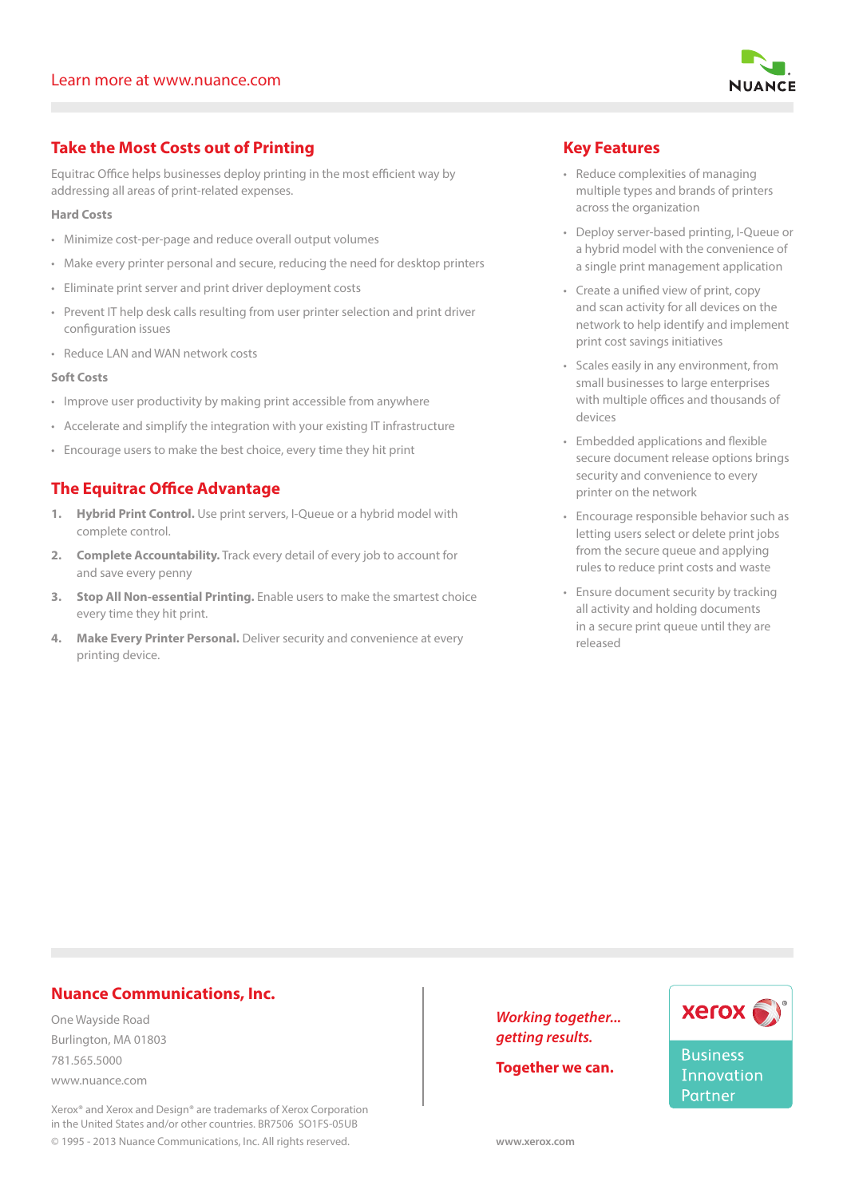Learn more at www.nuance.com

## Take the Most Costs out of Printing

Equitrac Office helps businesses deploy printing in the most efficient way by addressing all areas of print-related expenses.

**Hard Costs**

- Minimize cost-per-page and reduce overall output volumes
- Make every printer personal and secure, reducing the need for desktop printers
- Eliminate print server and print driver deployment costs
- Prevent IT help desk calls resulting from user printer selection and print driver configuration issues
- Reduce LAN and WAN network costs

**Soft Costs**

- Improve user productivity by making print accessible from anywhere
- Accelerate and simplify the integration with your existing IT infrastructure
- Encourage users to make the best choice, every time they hit print

## The Equitrac Office Advantage

1. **Hybrid Print Control.** Use print servers, I-Queue or a hybrid model with complete control.
2. **Complete Accountability.** Track every detail of every job to account for and save every penny
3. **Stop All Non-essential Printing.** Enable users to make the smartest choice every time they hit print.
4. **Make Every Printer Personal.** Deliver security and convenience at every printing device.

## Key Features

- Reduce complexities of managing multiple types and brands of printers across the organization
- Deploy server-based printing, I-Queue or a hybrid model with the convenience of a single print management application
- Create a unified view of print, copy and scan activity for all devices on the network to help identify and implement print cost savings initiatives
- Scales easily in any environment, from small businesses to large enterprises with multiple offices and thousands of devices
- Embedded applications and flexible secure document release options brings security and convenience to every printer on the network
- Encourage responsible behavior such as letting users select or delete print jobs from the secure queue and applying rules to reduce print costs and waste
- Ensure document security by tracking all activity and holding documents in a secure print queue until they are released

## Nuance Communications, Inc.

One Wayside Road
Burlington, MA 01803
781.565.5000
www.nuance.com

Xerox® and Xerox and Design® are trademarks of Xerox Corporation in the United States and/or other countries. BR7506 SO1FS-05UB
© 1995 - 2013 Nuance Communications, Inc. All rights reserved.

*Working together... getting results.*

**Together we can.**

xerox®
Business Innovation Partner

www.xerox.com